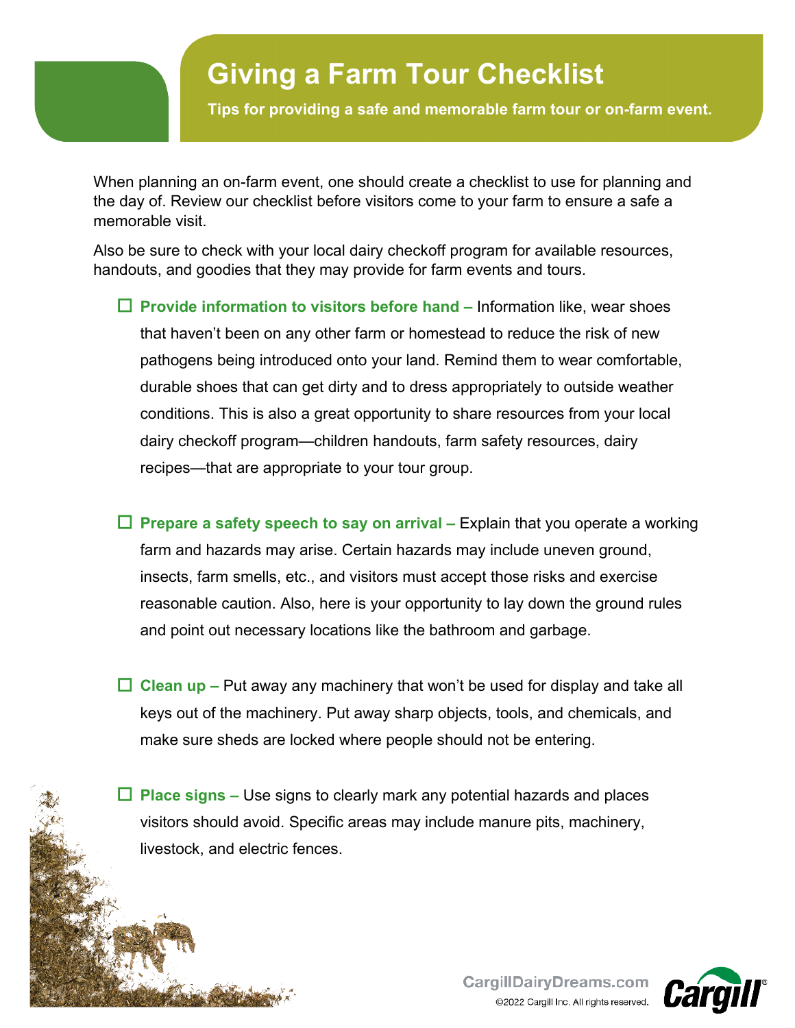# Giving a Farm Tour Checklist

**Tips for providing a safe and memorable farm tour or on-farm event.**

When planning an on-farm event, one should create a checklist to use for planning and the day of. Review our checklist before visitors come to your farm to ensure a safe a memorable visit.

Also be sure to check with your local dairy checkoff program for available resources, handouts, and goodies that they may provide for farm events and tours.

- ☐ **Provide information to visitors before hand –** Information like, wear shoes that haven't been on any other farm or homestead to reduce the risk of new pathogens being introduced onto your land. Remind them to wear comfortable, durable shoes that can get dirty and to dress appropriately to outside weather conditions. This is also a great opportunity to share resources from your local dairy checkoff program—children handouts, farm safety resources, dairy recipes—that are appropriate to your tour group.

- ☐ **Prepare a safety speech to say on arrival –** Explain that you operate a working farm and hazards may arise. Certain hazards may include uneven ground, insects, farm smells, etc., and visitors must accept those risks and exercise reasonable caution. Also, here is your opportunity to lay down the ground rules and point out necessary locations like the bathroom and garbage.

- ☐ **Clean up –** Put away any machinery that won't be used for display and take all keys out of the machinery. Put away sharp objects, tools, and chemicals, and make sure sheds are locked where people should not be entering.

- ☐ **Place signs –** Use signs to clearly mark any potential hazards and places visitors should avoid. Specific areas may include manure pits, machinery, livestock, and electric fences.

CargillDairyDreams.com

©2022 Cargill Inc. All rights reserved.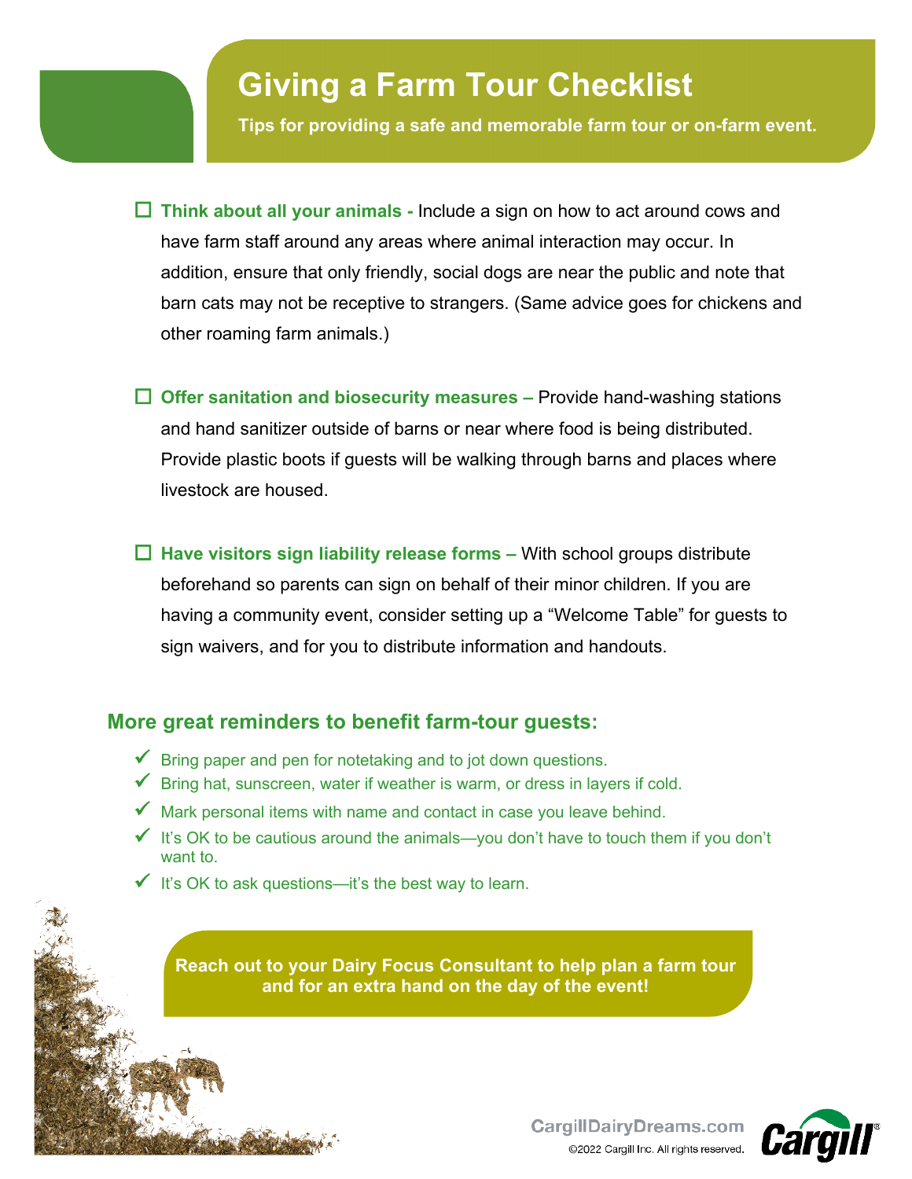# Giving a Farm Tour Checklist

**Tips for providing a safe and memorable farm tour or on-farm event.**

- ☐ **Think about all your animals -** Include a sign on how to act around cows and have farm staff around any areas where animal interaction may occur. In addition, ensure that only friendly, social dogs are near the public and note that barn cats may not be receptive to strangers. (Same advice goes for chickens and other roaming farm animals.)

- ☐ **Offer sanitation and biosecurity measures –** Provide hand-washing stations and hand sanitizer outside of barns or near where food is being distributed. Provide plastic boots if guests will be walking through barns and places where livestock are housed.

- ☐ **Have visitors sign liability release forms –** With school groups distribute beforehand so parents can sign on behalf of their minor children. If you are having a community event, consider setting up a "Welcome Table" for guests to sign waivers, and for you to distribute information and handouts.

## More great reminders to benefit farm-tour guests:

- ✓ Bring paper and pen for notetaking and to jot down questions.
- ✓ Bring hat, sunscreen, water if weather is warm, or dress in layers if cold.
- ✓ Mark personal items with name and contact in case you leave behind.
- ✓ It's OK to be cautious around the animals—you don't have to touch them if you don't want to.
- ✓ It's OK to ask questions—it's the best way to learn.

**Reach out to your Dairy Focus Consultant to help plan a farm tour and for an extra hand on the day of the event!**

CargillDairyDreams.com

©2022 Cargill Inc. All rights reserved.

Cargill®